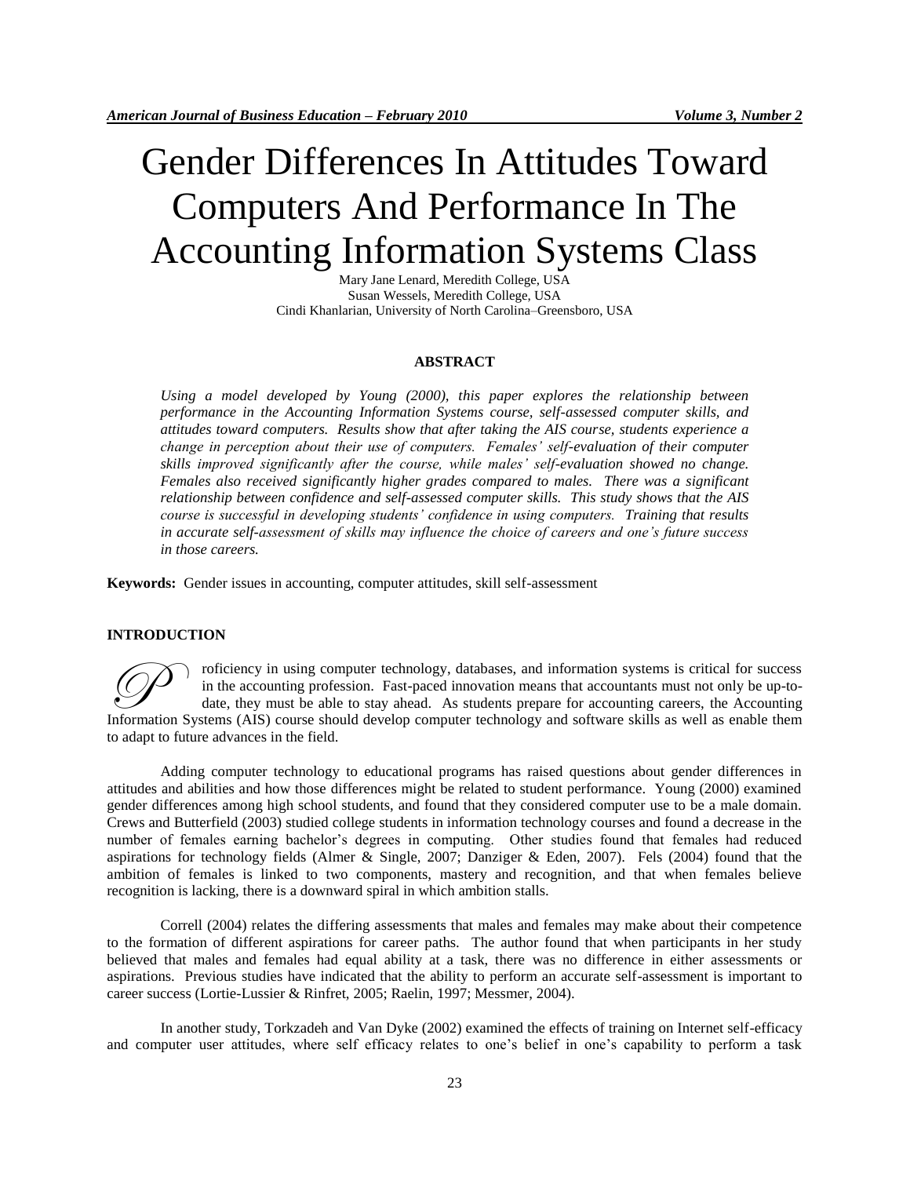# Gender Differences In Attitudes Toward Computers And Performance In The Accounting Information Systems Class

Mary Jane Lenard, Meredith College, USA
Susan Wessels, Meredith College, USA
Cindi Khanlarian, University of North Carolina–Greensboro, USA

## ABSTRACT

*Using a model developed by Young (2000), this paper explores the relationship between performance in the Accounting Information Systems course, self-assessed computer skills, and attitudes toward computers. Results show that after taking the AIS course, students experience a change in perception about their use of computers. Females' self-evaluation of their computer skills improved significantly after the course, while males' self-evaluation showed no change. Females also received significantly higher grades compared to males. There was a significant relationship between confidence and self-assessed computer skills. This study shows that the AIS course is successful in developing students' confidence in using computers. Training that results in accurate self-assessment of skills may influence the choice of careers and one's future success in those careers.*

**Keywords:** Gender issues in accounting, computer attitudes, skill self-assessment

## INTRODUCTION

Proficiency in using computer technology, databases, and information systems is critical for success in the accounting profession. Fast-paced innovation means that accountants must not only be up-to-date, they must be able to stay ahead. As students prepare for accounting careers, the Accounting Information Systems (AIS) course should develop computer technology and software skills as well as enable them to adapt to future advances in the field.

Adding computer technology to educational programs has raised questions about gender differences in attitudes and abilities and how those differences might be related to student performance. Young (2000) examined gender differences among high school students, and found that they considered computer use to be a male domain. Crews and Butterfield (2003) studied college students in information technology courses and found a decrease in the number of females earning bachelor's degrees in computing. Other studies found that females had reduced aspirations for technology fields (Almer & Single, 2007; Danziger & Eden, 2007). Fels (2004) found that the ambition of females is linked to two components, mastery and recognition, and that when females believe recognition is lacking, there is a downward spiral in which ambition stalls.

Correll (2004) relates the differing assessments that males and females may make about their competence to the formation of different aspirations for career paths. The author found that when participants in her study believed that males and females had equal ability at a task, there was no difference in either assessments or aspirations. Previous studies have indicated that the ability to perform an accurate self-assessment is important to career success (Lortie-Lussier & Rinfret, 2005; Raelin, 1997; Messmer, 2004).

In another study, Torkzadeh and Van Dyke (2002) examined the effects of training on Internet self-efficacy and computer user attitudes, where self efficacy relates to one's belief in one's capability to perform a task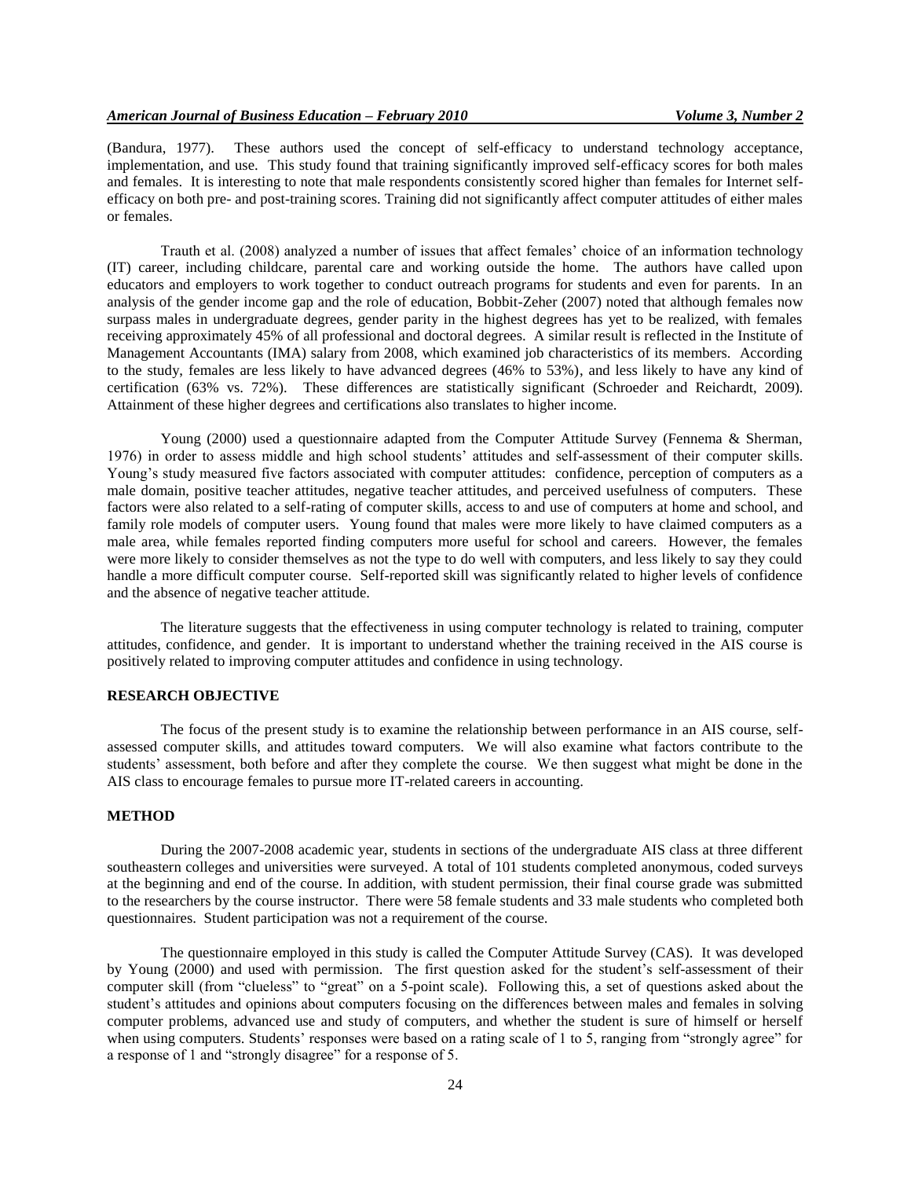(Bandura, 1977). These authors used the concept of self-efficacy to understand technology acceptance, implementation, and use. This study found that training significantly improved self-efficacy scores for both males and females. It is interesting to note that male respondents consistently scored higher than females for Internet self-efficacy on both pre- and post-training scores. Training did not significantly affect computer attitudes of either males or females.

Trauth et al. (2008) analyzed a number of issues that affect females' choice of an information technology (IT) career, including childcare, parental care and working outside the home. The authors have called upon educators and employers to work together to conduct outreach programs for students and even for parents. In an analysis of the gender income gap and the role of education, Bobbit-Zeher (2007) noted that although females now surpass males in undergraduate degrees, gender parity in the highest degrees has yet to be realized, with females receiving approximately 45% of all professional and doctoral degrees. A similar result is reflected in the Institute of Management Accountants (IMA) salary from 2008, which examined job characteristics of its members. According to the study, females are less likely to have advanced degrees (46% to 53%), and less likely to have any kind of certification (63% vs. 72%). These differences are statistically significant (Schroeder and Reichardt, 2009). Attainment of these higher degrees and certifications also translates to higher income.

Young (2000) used a questionnaire adapted from the Computer Attitude Survey (Fennema & Sherman, 1976) in order to assess middle and high school students' attitudes and self-assessment of their computer skills. Young's study measured five factors associated with computer attitudes: confidence, perception of computers as a male domain, positive teacher attitudes, negative teacher attitudes, and perceived usefulness of computers. These factors were also related to a self-rating of computer skills, access to and use of computers at home and school, and family role models of computer users. Young found that males were more likely to have claimed computers as a male area, while females reported finding computers more useful for school and careers. However, the females were more likely to consider themselves as not the type to do well with computers, and less likely to say they could handle a more difficult computer course. Self-reported skill was significantly related to higher levels of confidence and the absence of negative teacher attitude.

The literature suggests that the effectiveness in using computer technology is related to training, computer attitudes, confidence, and gender. It is important to understand whether the training received in the AIS course is positively related to improving computer attitudes and confidence in using technology.

## RESEARCH OBJECTIVE

The focus of the present study is to examine the relationship between performance in an AIS course, self-assessed computer skills, and attitudes toward computers. We will also examine what factors contribute to the students' assessment, both before and after they complete the course. We then suggest what might be done in the AIS class to encourage females to pursue more IT-related careers in accounting.

## METHOD

During the 2007-2008 academic year, students in sections of the undergraduate AIS class at three different southeastern colleges and universities were surveyed. A total of 101 students completed anonymous, coded surveys at the beginning and end of the course. In addition, with student permission, their final course grade was submitted to the researchers by the course instructor. There were 58 female students and 33 male students who completed both questionnaires. Student participation was not a requirement of the course.

The questionnaire employed in this study is called the Computer Attitude Survey (CAS). It was developed by Young (2000) and used with permission. The first question asked for the student's self-assessment of their computer skill (from "clueless" to "great" on a 5-point scale). Following this, a set of questions asked about the student's attitudes and opinions about computers focusing on the differences between males and females in solving computer problems, advanced use and study of computers, and whether the student is sure of himself or herself when using computers. Students' responses were based on a rating scale of 1 to 5, ranging from "strongly agree" for a response of 1 and "strongly disagree" for a response of 5.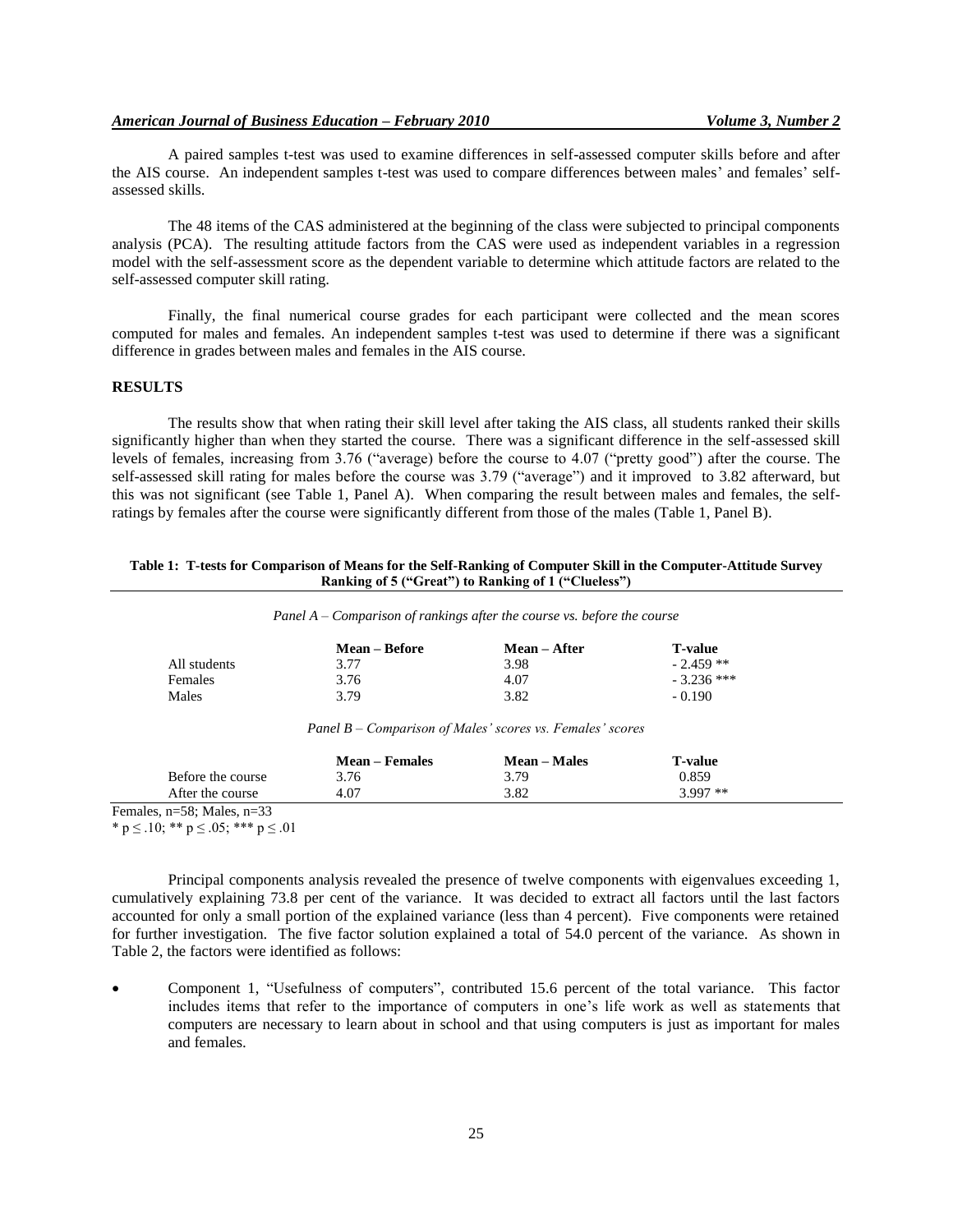A paired samples t-test was used to examine differences in self-assessed computer skills before and after the AIS course. An independent samples t-test was used to compare differences between males' and females' self-assessed skills.

The 48 items of the CAS administered at the beginning of the class were subjected to principal components analysis (PCA). The resulting attitude factors from the CAS were used as independent variables in a regression model with the self-assessment score as the dependent variable to determine which attitude factors are related to the self-assessed computer skill rating.

Finally, the final numerical course grades for each participant were collected and the mean scores computed for males and females. An independent samples t-test was used to determine if there was a significant difference in grades between males and females in the AIS course.

## RESULTS

The results show that when rating their skill level after taking the AIS class, all students ranked their skills significantly higher than when they started the course. There was a significant difference in the self-assessed skill levels of females, increasing from 3.76 ("average) before the course to 4.07 ("pretty good") after the course. The self-assessed skill rating for males before the course was 3.79 ("average") and it improved to 3.82 afterward, but this was not significant (see Table 1, Panel A). When comparing the result between males and females, the self-ratings by females after the course were significantly different from those of the males (Table 1, Panel B).

**Table 1: T-tests for Comparison of Means for the Self-Ranking of Computer Skill in the Computer-Attitude Survey Ranking of 5 ("Great") to Ranking of 1 ("Clueless")**

*Panel A – Comparison of rankings after the course vs. before the course*

| | Mean – Before | Mean – After | T-value |
|---|---|---|---|
| All students | 3.77 | 3.98 | - 2.459 ** |
| Females | 3.76 | 4.07 | - 3.236 *** |
| Males | 3.79 | 3.82 | - 0.190 |

*Panel B – Comparison of Males' scores vs. Females' scores*

| | Mean – Females | Mean – Males | T-value |
|---|---|---|---|
| Before the course | 3.76 | 3.79 | 0.859 |
| After the course | 4.07 | 3.82 | 3.997 ** |

Females, n=58; Males, n=33

* $p \leq .10$; ** $p \leq .05$; *** $p \leq .01$

Principal components analysis revealed the presence of twelve components with eigenvalues exceeding 1, cumulatively explaining 73.8 per cent of the variance. It was decided to extract all factors until the last factors accounted for only a small portion of the explained variance (less than 4 percent). Five components were retained for further investigation. The five factor solution explained a total of 54.0 percent of the variance. As shown in Table 2, the factors were identified as follows:

- Component 1, "Usefulness of computers", contributed 15.6 percent of the total variance. This factor includes items that refer to the importance of computers in one's life work as well as statements that computers are necessary to learn about in school and that using computers is just as important for males and females.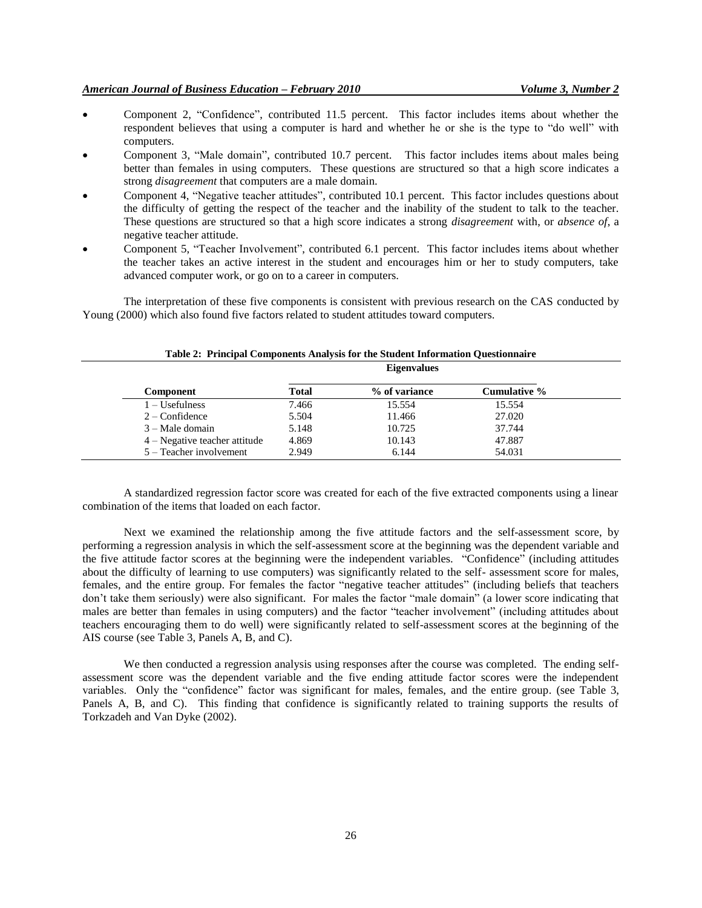- Component 2, "Confidence", contributed 11.5 percent. This factor includes items about whether the respondent believes that using a computer is hard and whether he or she is the type to "do well" with computers.
- Component 3, "Male domain", contributed 10.7 percent. This factor includes items about males being better than females in using computers. These questions are structured so that a high score indicates a strong *disagreement* that computers are a male domain.
- Component 4, "Negative teacher attitudes", contributed 10.1 percent. This factor includes questions about the difficulty of getting the respect of the teacher and the inability of the student to talk to the teacher. These questions are structured so that a high score indicates a strong *disagreement* with, or *absence of*, a negative teacher attitude.
- Component 5, "Teacher Involvement", contributed 6.1 percent. This factor includes items about whether the teacher takes an active interest in the student and encourages him or her to study computers, take advanced computer work, or go on to a career in computers.

The interpretation of these five components is consistent with previous research on the CAS conducted by Young (2000) which also found five factors related to student attitudes toward computers.

**Table 2: Principal Components Analysis for the Student Information Questionnaire**

| | Eigenvalues | | |
|---|---|---|---|
| **Component** | **Total** | **% of variance** | **Cumulative %** |
| 1 – Usefulness | 7.466 | 15.554 | 15.554 |
| 2 – Confidence | 5.504 | 11.466 | 27.020 |
| 3 – Male domain | 5.148 | 10.725 | 37.744 |
| 4 – Negative teacher attitude | 4.869 | 10.143 | 47.887 |
| 5 – Teacher involvement | 2.949 | 6.144 | 54.031 |

A standardized regression factor score was created for each of the five extracted components using a linear combination of the items that loaded on each factor.

Next we examined the relationship among the five attitude factors and the self-assessment score, by performing a regression analysis in which the self-assessment score at the beginning was the dependent variable and the five attitude factor scores at the beginning were the independent variables. "Confidence" (including attitudes about the difficulty of learning to use computers) was significantly related to the self- assessment score for males, females, and the entire group. For females the factor "negative teacher attitudes" (including beliefs that teachers don't take them seriously) were also significant. For males the factor "male domain" (a lower score indicating that males are better than females in using computers) and the factor "teacher involvement" (including attitudes about teachers encouraging them to do well) were significantly related to self-assessment scores at the beginning of the AIS course (see Table 3, Panels A, B, and C).

We then conducted a regression analysis using responses after the course was completed. The ending self-assessment score was the dependent variable and the five ending attitude factor scores were the independent variables. Only the "confidence" factor was significant for males, females, and the entire group. (see Table 3, Panels A, B, and C). This finding that confidence is significantly related to training supports the results of Torkzadeh and Van Dyke (2002).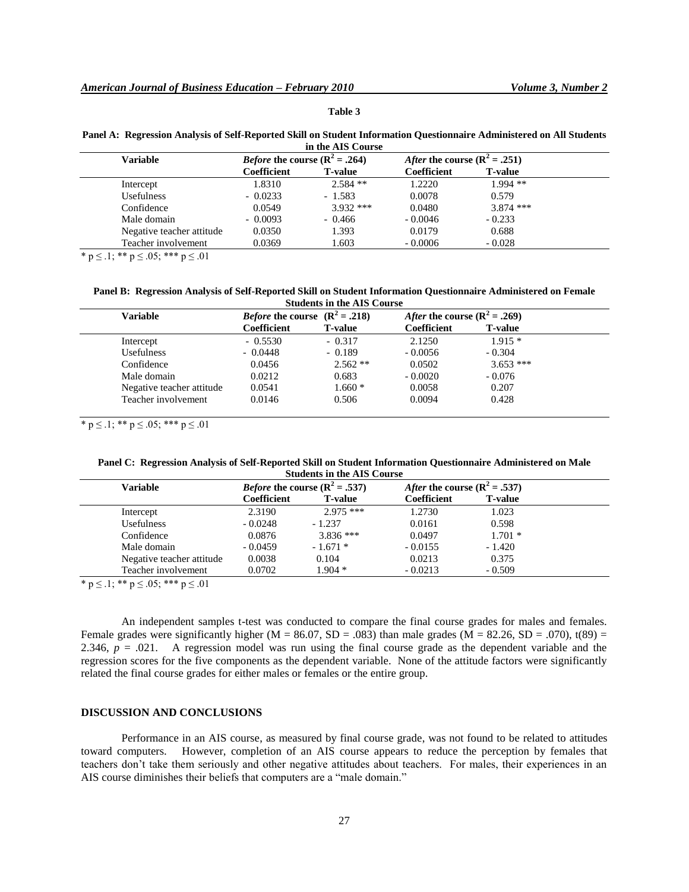**Table 3**

**Panel A: Regression Analysis of Self-Reported Skill on Student Information Questionnaire Administered on All Students in the AIS Course**

| Variable | *Before* the course ($R^2 = .264$) | | *After* the course ($R^2 = .251$) | |
|---|---|---|---|---|
| | **Coefficient** | **T-value** | **Coefficient** | **T-value** |
| Intercept | 1.8310 | 2.584 ** | 1.2220 | 1.994 ** |
| Usefulness | - 0.0233 | - 1.583 | 0.0078 | 0.579 |
| Confidence | 0.0549 | 3.932 *** | 0.0480 | 3.874 *** |
| Male domain | - 0.0093 | - 0.466 | - 0.0046 | - 0.233 |
| Negative teacher attitude | 0.0350 | 1.393 | 0.0179 | 0.688 |
| Teacher involvement | 0.0369 | 1.603 | - 0.0006 | - 0.028 |

* $p \leq .1$; ** $p \leq .05$; *** $p \leq .01$

**Panel B: Regression Analysis of Self-Reported Skill on Student Information Questionnaire Administered on Female Students in the AIS Course**

| Variable | *Before* the course ($R^2 = .218$) | | *After* the course ($R^2 = .269$) | |
|---|---|---|---|---|
| | **Coefficient** | **T-value** | **Coefficient** | **T-value** |
| Intercept | - 0.5530 | - 0.317 | 2.1250 | 1.915 * |
| Usefulness | - 0.0448 | - 0.189 | - 0.0056 | - 0.304 |
| Confidence | 0.0456 | 2.562 ** | 0.0502 | 3.653 *** |
| Male domain | 0.0212 | 0.683 | - 0.0020 | - 0.076 |
| Negative teacher attitude | 0.0541 | 1.660 * | 0.0058 | 0.207 |
| Teacher involvement | 0.0146 | 0.506 | 0.0094 | 0.428 |

* $p \leq .1$; ** $p \leq .05$; *** $p \leq .01$

**Panel C: Regression Analysis of Self-Reported Skill on Student Information Questionnaire Administered on Male Students in the AIS Course**

| Variable | *Before* the course ($R^2 = .537$) | | *After* the course ($R^2 = .537$) | |
|---|---|---|---|---|
| | **Coefficient** | **T-value** | **Coefficient** | **T-value** |
| Intercept | 2.3190 | 2.975 *** | 1.2730 | 1.023 |
| Usefulness | - 0.0248 | - 1.237 | 0.0161 | 0.598 |
| Confidence | 0.0876 | 3.836 *** | 0.0497 | 1.701 * |
| Male domain | - 0.0459 | - 1.671 * | - 0.0155 | - 1.420 |
| Negative teacher attitude | 0.0038 | 0.104 | 0.0213 | 0.375 |
| Teacher involvement | 0.0702 | 1.904 * | - 0.0213 | - 0.509 |

* $p \leq .1$; ** $p \leq .05$; *** $p \leq .01$

An independent samples t-test was conducted to compare the final course grades for males and females. Female grades were significantly higher (M = 86.07, SD = .083) than male grades (M = 82.26, SD = .070), $t(89) = 2.346$, $p = .021$. A regression model was run using the final course grade as the dependent variable and the regression scores for the five components as the dependent variable. None of the attitude factors were significantly related the final course grades for either males or females or the entire group.

## DISCUSSION AND CONCLUSIONS

Performance in an AIS course, as measured by final course grade, was not found to be related to attitudes toward computers. However, completion of an AIS course appears to reduce the perception by females that teachers don't take them seriously and other negative attitudes about teachers. For males, their experiences in an AIS course diminishes their beliefs that computers are a "male domain."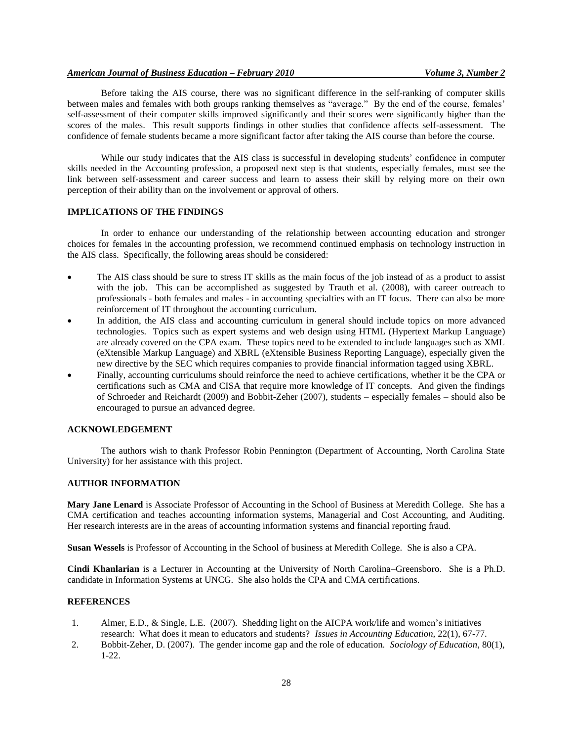Before taking the AIS course, there was no significant difference in the self-ranking of computer skills between males and females with both groups ranking themselves as "average." By the end of the course, females' self-assessment of their computer skills improved significantly and their scores were significantly higher than the scores of the males. This result supports findings in other studies that confidence affects self-assessment. The confidence of female students became a more significant factor after taking the AIS course than before the course.

While our study indicates that the AIS class is successful in developing students' confidence in computer skills needed in the Accounting profession, a proposed next step is that students, especially females, must see the link between self-assessment and career success and learn to assess their skill by relying more on their own perception of their ability than on the involvement or approval of others.

## IMPLICATIONS OF THE FINDINGS

In order to enhance our understanding of the relationship between accounting education and stronger choices for females in the accounting profession, we recommend continued emphasis on technology instruction in the AIS class. Specifically, the following areas should be considered:

- The AIS class should be sure to stress IT skills as the main focus of the job instead of as a product to assist with the job. This can be accomplished as suggested by Trauth et al. (2008), with career outreach to professionals - both females and males - in accounting specialties with an IT focus. There can also be more reinforcement of IT throughout the accounting curriculum.
- In addition, the AIS class and accounting curriculum in general should include topics on more advanced technologies. Topics such as expert systems and web design using HTML (Hypertext Markup Language) are already covered on the CPA exam. These topics need to be extended to include languages such as XML (eXtensible Markup Language) and XBRL (eXtensible Business Reporting Language), especially given the new directive by the SEC which requires companies to provide financial information tagged using XBRL.
- Finally, accounting curriculums should reinforce the need to achieve certifications, whether it be the CPA or certifications such as CMA and CISA that require more knowledge of IT concepts. And given the findings of Schroeder and Reichardt (2009) and Bobbit-Zeher (2007), students – especially females – should also be encouraged to pursue an advanced degree.

## ACKNOWLEDGEMENT

The authors wish to thank Professor Robin Pennington (Department of Accounting, North Carolina State University) for her assistance with this project.

## AUTHOR INFORMATION

**Mary Jane Lenard** is Associate Professor of Accounting in the School of Business at Meredith College. She has a CMA certification and teaches accounting information systems, Managerial and Cost Accounting, and Auditing. Her research interests are in the areas of accounting information systems and financial reporting fraud.

**Susan Wessels** is Professor of Accounting in the School of business at Meredith College. She is also a CPA.

**Cindi Khanlarian** is a Lecturer in Accounting at the University of North Carolina–Greensboro. She is a Ph.D. candidate in Information Systems at UNCG. She also holds the CPA and CMA certifications.

## REFERENCES

1. Almer, E.D., & Single, L.E. (2007). Shedding light on the AICPA work/life and women's initiatives research: What does it mean to educators and students? *Issues in Accounting Education*, 22(1), 67-77.
2. Bobbit-Zeher, D. (2007). The gender income gap and the role of education. *Sociology of Education*, 80(1), 1-22.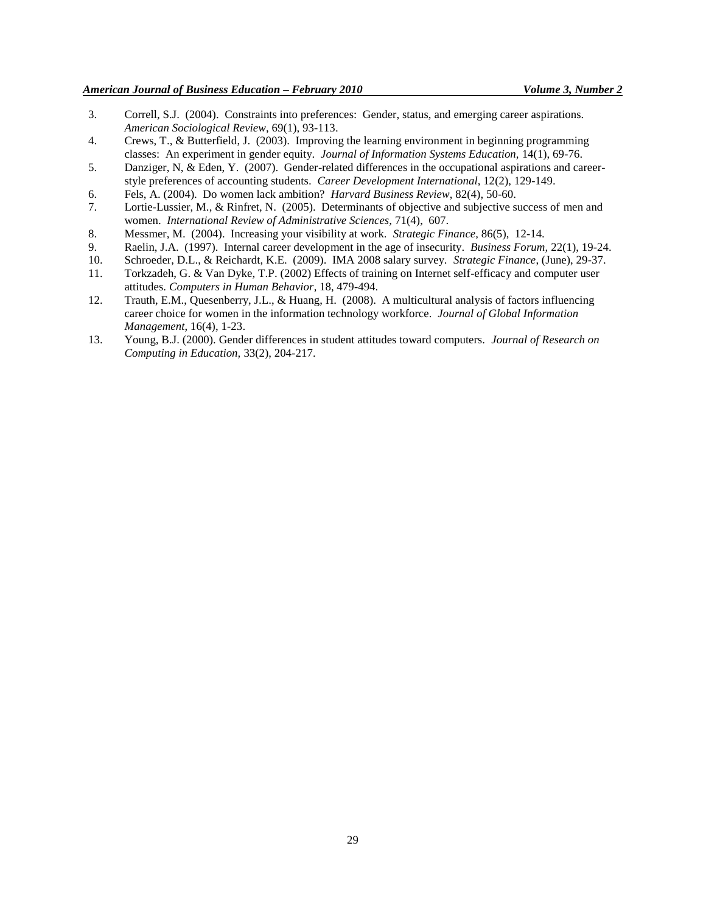3. Correll, S.J. (2004). Constraints into preferences: Gender, status, and emerging career aspirations. *American Sociological Review*, 69(1), 93-113.
4. Crews, T., & Butterfield, J. (2003). Improving the learning environment in beginning programming classes: An experiment in gender equity. *Journal of Information Systems Education,* 14(1), 69-76.
5. Danziger, N, & Eden, Y. (2007). Gender-related differences in the occupational aspirations and career-style preferences of accounting students. *Career Development International*, 12(2), 129-149.
6. Fels, A. (2004). Do women lack ambition? *Harvard Business Review*, 82(4), 50-60.
7. Lortie-Lussier, M., & Rinfret, N. (2005). Determinants of objective and subjective success of men and women. *International Review of Administrative Sciences*, 71(4), 607.
8. Messmer, M. (2004). Increasing your visibility at work. *Strategic Finance,* 86(5), 12-14.
9. Raelin, J.A. (1997). Internal career development in the age of insecurity. *Business Forum,* 22(1), 19-24.
10. Schroeder, D.L., & Reichardt, K.E. (2009). IMA 2008 salary survey. *Strategic Finance,* (June), 29-37.
11. Torkzadeh, G. & Van Dyke, T.P. (2002) Effects of training on Internet self-efficacy and computer user attitudes. *Computers in Human Behavior*, 18, 479-494.
12. Trauth, E.M., Quesenberry, J.L., & Huang, H. (2008). A multicultural analysis of factors influencing career choice for women in the information technology workforce. *Journal of Global Information Management*, 16(4), 1-23.
13. Young, B.J. (2000). Gender differences in student attitudes toward computers. *Journal of Research on Computing in Education,* 33(2), 204-217.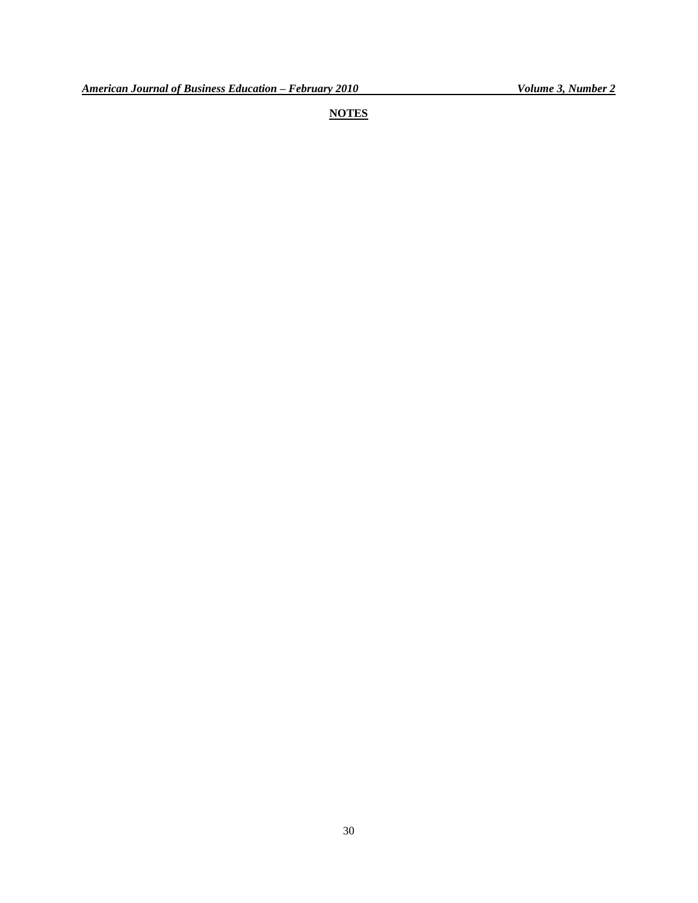**NOTES**